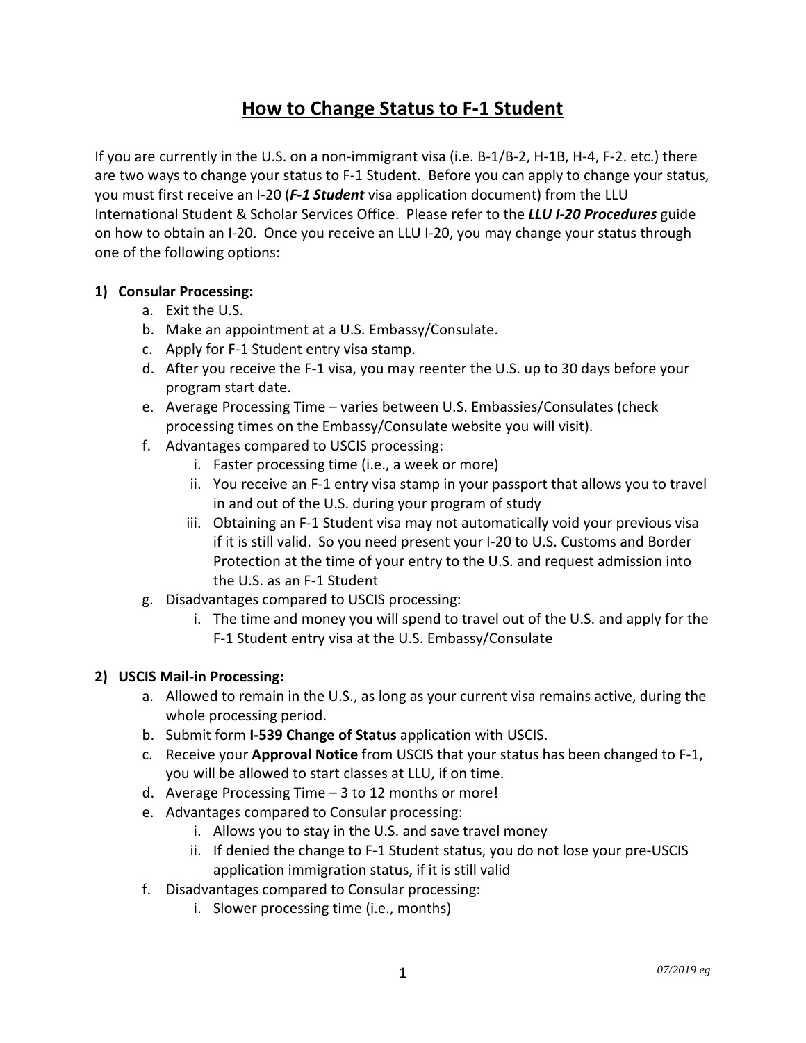# <u>How to Change Status to F-1 Student</u>

If you are currently in the U.S. on a non-immigrant visa (i.e. B-1/B-2, H-1B, H-4, F-2. etc.) there are two ways to change your status to F-1 Student. Before you can apply to change your status, you must first receive an I-20 (***F-1 Student*** visa application document) from the LLU International Student & Scholar Services Office. Please refer to the ***LLU I-20 Procedures*** guide on how to obtain an I-20. Once you receive an LLU I-20, you may change your status through one of the following options:

1) **Consular Processing:**
   a. Exit the U.S.
   b. Make an appointment at a U.S. Embassy/Consulate.
   c. Apply for F-1 Student entry visa stamp.
   d. After you receive the F-1 visa, you may reenter the U.S. up to 30 days before your program start date.
   e. Average Processing Time – varies between U.S. Embassies/Consulates (check processing times on the Embassy/Consulate website you will visit).
   f. Advantages compared to USCIS processing:
      i. Faster processing time (i.e., a week or more)
      ii. You receive an F-1 entry visa stamp in your passport that allows you to travel in and out of the U.S. during your program of study
      iii. Obtaining an F-1 Student visa may not automatically void your previous visa if it is still valid. So you need present your I-20 to U.S. Customs and Border Protection at the time of your entry to the U.S. and request admission into the U.S. as an F-1 Student
   g. Disadvantages compared to USCIS processing:
      i. The time and money you will spend to travel out of the U.S. and apply for the F-1 Student entry visa at the U.S. Embassy/Consulate

2) **USCIS Mail-in Processing:**
   a. Allowed to remain in the U.S., as long as your current visa remains active, during the whole processing period.
   b. Submit form **I-539 Change of Status** application with USCIS.
   c. Receive your **Approval Notice** from USCIS that your status has been changed to F-1, you will be allowed to start classes at LLU, if on time.
   d. Average Processing Time – 3 to 12 months or more!
   e. Advantages compared to Consular processing:
      i. Allows you to stay in the U.S. and save travel money
      ii. If denied the change to F-1 Student status, you do not lose your pre-USCIS application immigration status, if it is still valid
   f. Disadvantages compared to Consular processing:
      i. Slower processing time (i.e., months)

*07/2019 eg*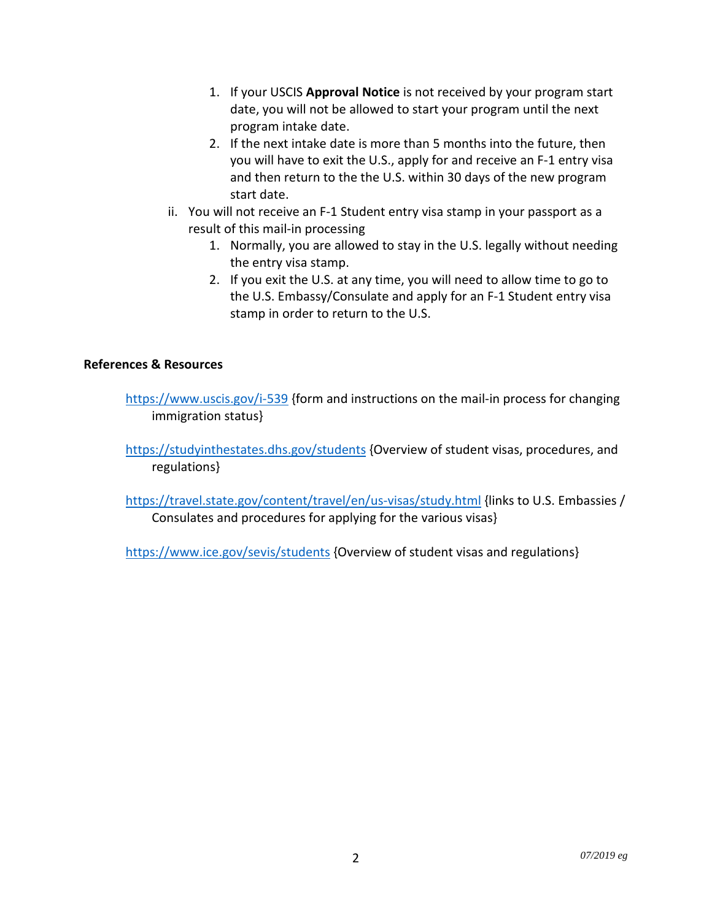1. If your USCIS **Approval Notice** is not received by your program start date, you will not be allowed to start your program until the next program intake date.
2. If the next intake date is more than 5 months into the future, then you will have to exit the U.S., apply for and receive an F-1 entry visa and then return to the the U.S. within 30 days of the new program start date.

ii. You will not receive an F-1 Student entry visa stamp in your passport as a result of this mail-in processing

1. Normally, you are allowed to stay in the U.S. legally without needing the entry visa stamp.
2. If you exit the U.S. at any time, you will need to allow time to go to the U.S. Embassy/Consulate and apply for an F-1 Student entry visa stamp in order to return to the U.S.

**References & Resources**

https://www.uscis.gov/i-539 {form and instructions on the mail-in process for changing immigration status}

https://studyinthestates.dhs.gov/students {Overview of student visas, procedures, and regulations}

https://travel.state.gov/content/travel/en/us-visas/study.html {links to U.S. Embassies / Consulates and procedures for applying for the various visas}

https://www.ice.gov/sevis/students {Overview of student visas and regulations}

*07/2019 eg*